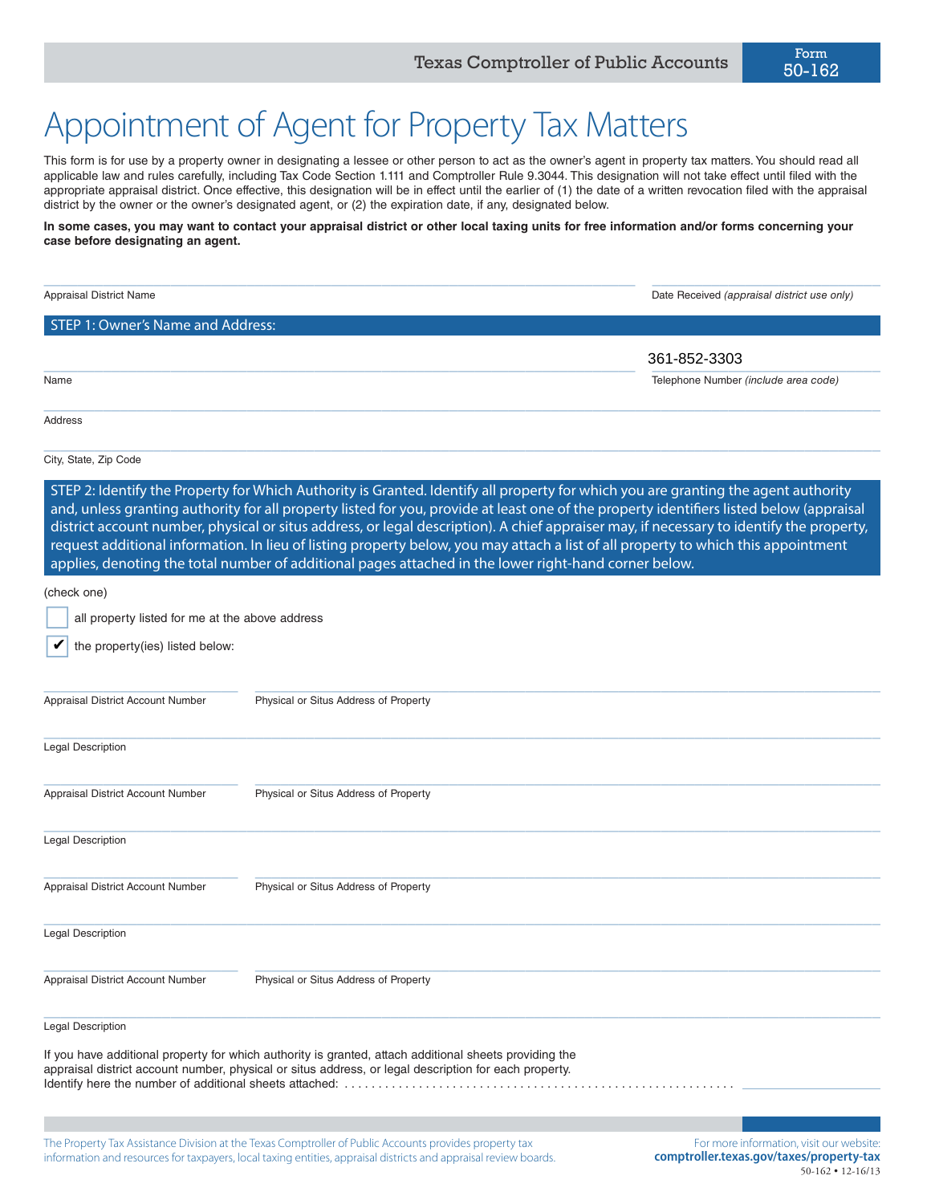Form 50-162

Texas Comptroller of Public Accounts

# Appointment of Agent for Property Tax Matters

This form is for use by a property owner in designating a lessee or other person to act as the owner's agent in property tax matters. You should read all applicable law and rules carefully, including Tax Code Section 1.111 and Comptroller Rule 9.3044. This designation will not take effect until filed with the appropriate appraisal district. Once effective, this designation will be in effect until the earlier of (1) the date of a written revocation filed with the appraisal district by the owner or the owner's designated agent, or (2) the expiration date, if any, designated below.

**In some cases, you may want to contact your appraisal district or other local taxing units for free information and/or forms concerning your case before designating an agent.**

Appraisal District Name ____________________

Date Received *(appraisal district use only)* ____________________

## STEP 1: Owner's Name and Address:

Name ____________________

Telephone Number *(include area code)* 361-852-3303

Address ____________________

City, State, Zip Code ____________________

## STEP 2: Identify the Property for Which Authority is Granted. Identify all property for which you are granting the agent authority and, unless granting authority for all property listed for you, provide at least one of the property identifiers listed below (appraisal district account number, physical or situs address, or legal description). A chief appraiser may, if necessary to identify the property, request additional information. In lieu of listing property below, you may attach a list of all property to which this appointment applies, denoting the total number of additional pages attached in the lower right-hand corner below.

(check one)

☐ all property listed for me at the above address

☑ the property(ies) listed below:

Appraisal District Account Number ____________________ Physical or Situs Address of Property ____________________

Legal Description ____________________

Appraisal District Account Number ____________________ Physical or Situs Address of Property ____________________

Legal Description ____________________

Appraisal District Account Number ____________________ Physical or Situs Address of Property ____________________

Legal Description ____________________

Appraisal District Account Number ____________________ Physical or Situs Address of Property ____________________

Legal Description ____________________

If you have additional property for which authority is granted, attach additional sheets providing the appraisal district account number, physical or situs address, or legal description for each property.
Identify here the number of additional sheets attached: .......................................................... ____________________

The Property Tax Assistance Division at the Texas Comptroller of Public Accounts provides property tax information and resources for taxpayers, local taxing entities, appraisal districts and appraisal review boards.

For more information, visit our website: **comptroller.texas.gov/taxes/property-tax**

50-162 • 12-16/13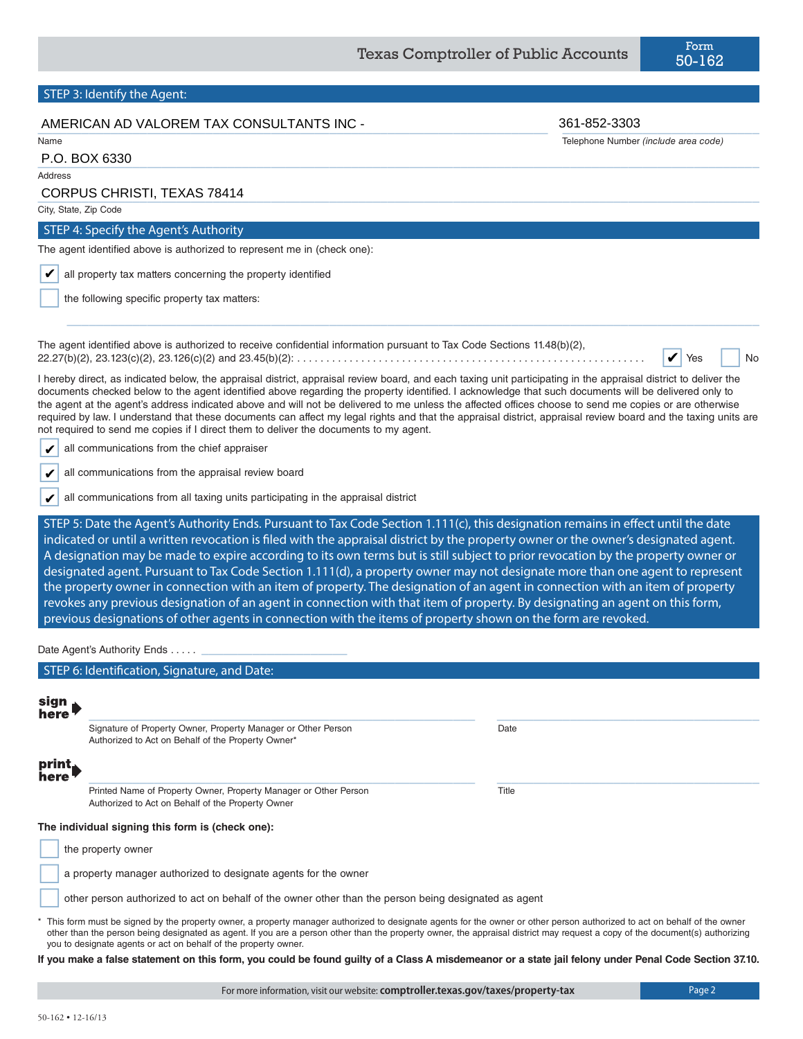## STEP 3: Identify the Agent:

AMERICAN AD VALOREM TAX CONSULTANTS INC -

Name

361-852-3303

Telephone Number *(include area code)*

P.O. BOX 6330

Address

CORPUS CHRISTI, TEXAS 78414

City, State, Zip Code

## STEP 4: Specify the Agent's Authority

The agent identified above is authorized to represent me in (check one):

- [x] all property tax matters concerning the property identified
- [ ] the following specific property tax matters:

The agent identified above is authorized to receive confidential information pursuant to Tax Code Sections 11.48(b)(2), 22.27(b)(2), 23.123(c)(2), 23.126(c)(2) and 23.45(b)(2): ☑ Yes ☐ No

I hereby direct, as indicated below, the appraisal district, appraisal review board, and each taxing unit participating in the appraisal district to deliver the documents checked below to the agent identified above regarding the property identified. I acknowledge that such documents will be delivered only to the agent at the agent's address indicated above and will not be delivered to me unless the affected offices choose to send me copies or are otherwise required by law. I understand that these documents can affect my legal rights and that the appraisal district, appraisal review board and the taxing units are not required to send me copies if I direct them to deliver the documents to my agent.

- [x] all communications from the chief appraiser
- [x] all communications from the appraisal review board
- [x] all communications from all taxing units participating in the appraisal district

## STEP 5: Date the Agent's Authority Ends. Pursuant to Tax Code Section 1.111(c), this designation remains in effect until the date indicated or until a written revocation is filed with the appraisal district by the property owner or the owner's designated agent. A designation may be made to expire according to its own terms but is still subject to prior revocation by the property owner or designated agent. Pursuant to Tax Code Section 1.111(d), a property owner may not designate more than one agent to represent the property owner in connection with an item of property. The designation of an agent in connection with an item of property revokes any previous designation of an agent in connection with that item of property. By designating an agent on this form, previous designations of other agents in connection with the items of property shown on the form are revoked.

Date Agent's Authority Ends . . . . . ______________________

## STEP 6: Identification, Signature, and Date:

**sign here** ______________________________ ______________________

Signature of Property Owner, Property Manager or Other Person Authorized to Act on Behalf of the Property Owner* — Date

**print here** ______________________________ ______________________

Printed Name of Property Owner, Property Manager or Other Person Authorized to Act on Behalf of the Property Owner — Title

**The individual signing this form is (check one):**

- [ ] the property owner
- [ ] a property manager authorized to designate agents for the owner
- [ ] other person authorized to act on behalf of the owner other than the person being designated as agent

\* This form must be signed by the property owner, a property manager authorized to designate agents for the owner or other person authorized to act on behalf of the owner other than the person being designated as agent. If you are a person other than the property owner, the appraisal district may request a copy of the document(s) authorizing you to designate agents or act on behalf of the property owner.

**If you make a false statement on this form, you could be found guilty of a Class A misdemeanor or a state jail felony under Penal Code Section 37.10.**